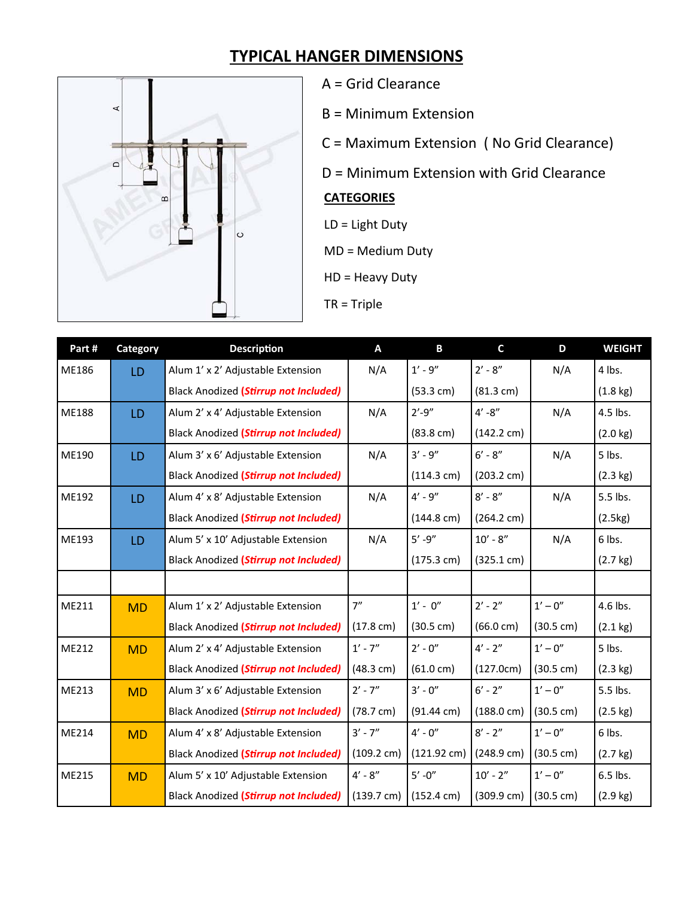# TYPICAL HANGER DIMENSIONS

A = Grid Clearance

B = Minimum Extension

C = Maximum Extension ( No Grid Clearance)

D = Minimum Extension with Grid Clearance

**CATEGORIES**

LD = Light Duty

MD = Medium Duty

HD = Heavy Duty

TR = Triple

| Part # | Category | Description | A | B | C | D | WEIGHT |
|---|---|---|---|---|---|---|---|
| ME186 | LD | Alum 1' x 2' Adjustable Extension Black Anodized ***(Stirrup not Included)*** | N/A | 1' - 9" (53.3 cm) | 2' - 8" (81.3 cm) | N/A | 4 lbs. (1.8 kg) |
| ME188 | LD | Alum 2' x 4' Adjustable Extension Black Anodized ***(Stirrup not Included)*** | N/A | 2'-9" (83.8 cm) | 4' -8" (142.2 cm) | N/A | 4.5 lbs. (2.0 kg) |
| ME190 | LD | Alum 3' x 6' Adjustable Extension Black Anodized ***(Stirrup not Included)*** | N/A | 3' - 9" (114.3 cm) | 6' - 8" (203.2 cm) | N/A | 5 lbs. (2.3 kg) |
| ME192 | LD | Alum 4' x 8' Adjustable Extension Black Anodized ***(Stirrup not Included)*** | N/A | 4' - 9" (144.8 cm) | 8' - 8" (264.2 cm) | N/A | 5.5 lbs. (2.5kg) |
| ME193 | LD | Alum 5' x 10' Adjustable Extension Black Anodized ***(Stirrup not Included)*** | N/A | 5' -9" (175.3 cm) | 10' - 8" (325.1 cm) | N/A | 6 lbs. (2.7 kg) |
| | | | | | | | |
| ME211 | MD | Alum 1' x 2' Adjustable Extension Black Anodized ***(Stirrup not Included)*** | 7" (17.8 cm) | 1' - 0" (30.5 cm) | 2' - 2" (66.0 cm) | 1' – 0" (30.5 cm) | 4.6 lbs. (2.1 kg) |
| ME212 | MD | Alum 2' x 4' Adjustable Extension Black Anodized ***(Stirrup not Included)*** | 1' - 7" (48.3 cm) | 2' - 0" (61.0 cm) | 4' - 2" (127.0cm) | 1' – 0" (30.5 cm) | 5 lbs. (2.3 kg) |
| ME213 | MD | Alum 3' x 6' Adjustable Extension Black Anodized ***(Stirrup not Included)*** | 2' - 7" (78.7 cm) | 3' - 0" (91.44 cm) | 6' - 2" (188.0 cm) | 1' – 0" (30.5 cm) | 5.5 lbs. (2.5 kg) |
| ME214 | MD | Alum 4' x 8' Adjustable Extension Black Anodized ***(Stirrup not Included)*** | 3' - 7" (109.2 cm) | 4' - 0" (121.92 cm) | 8' - 2" (248.9 cm) | 1' – 0" (30.5 cm) | 6 lbs. (2.7 kg) |
| ME215 | MD | Alum 5' x 10' Adjustable Extension Black Anodized ***(Stirrup not Included)*** | 4' - 8" (139.7 cm) | 5' -0" (152.4 cm) | 10' - 2" (309.9 cm) | 1' – 0" (30.5 cm) | 6.5 lbs. (2.9 kg) |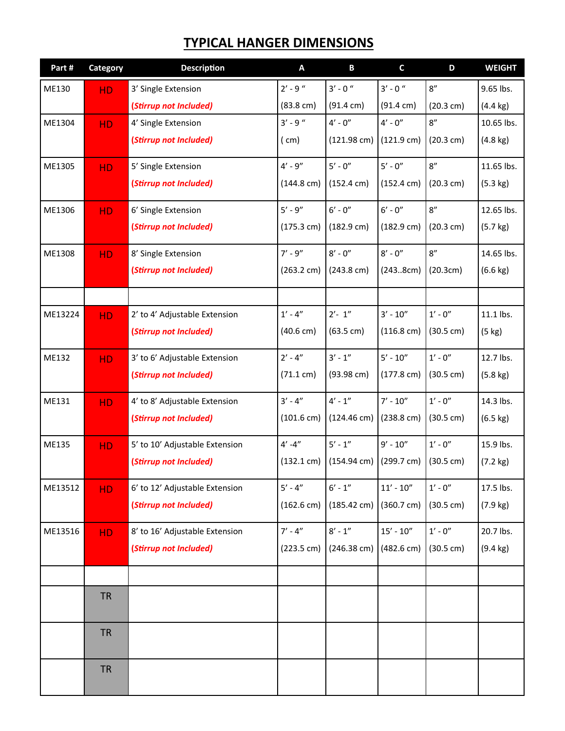# TYPICAL HANGER DIMENSIONS

| Part # | Category | Description | A | B | C | D | WEIGHT |
|---|---|---|---|---|---|---|---|
| ME130 | HD | 3’ Single Extension<br>***(Stirrup not Included)*** | 2’ - 9 “<br>(83.8 cm) | 3’ - 0 “<br>(91.4 cm) | 3’ - 0 “<br>(91.4 cm) | 8”<br>(20.3 cm) | 9.65 lbs.<br>(4.4 kg) |
| ME1304 | HD | 4’ Single Extension<br>***(Stirrup not Included)*** | 3’ - 9 “<br>( cm) | 4’ - 0”<br>(121.98 cm) | 4’ - 0”<br>(121.9 cm) | 8”<br>(20.3 cm) | 10.65 lbs.<br>(4.8 kg) |
| ME1305 | HD | 5’ Single Extension<br>***(Stirrup not Included)*** | 4’ - 9”<br>(144.8 cm) | 5’ - 0”<br>(152.4 cm) | 5’ - 0”<br>(152.4 cm) | 8”<br>(20.3 cm) | 11.65 lbs.<br>(5.3 kg) |
| ME1306 | HD | 6’ Single Extension<br>***(Stirrup not Included)*** | 5’ - 9”<br>(175.3 cm) | 6’ - 0”<br>(182.9 cm) | 6’ - 0”<br>(182.9 cm) | 8”<br>(20.3 cm) | 12.65 lbs.<br>(5.7 kg) |
| ME1308 | HD | 8’ Single Extension<br>***(Stirrup not Included)*** | 7’ - 9”<br>(263.2 cm) | 8’ - 0”<br>(243.8 cm) | 8’ - 0”<br>(243..8cm) | 8”<br>(20.3cm) | 14.65 lbs.<br>(6.6 kg) |
| | | | | | | | |
| ME13224 | HD | 2’ to 4’ Adjustable Extension<br>***(Stirrup not Included)*** | 1’ - 4”<br>(40.6 cm) | 2’- 1”<br>(63.5 cm) | 3’ - 10”<br>(116.8 cm) | 1’ - 0”<br>(30.5 cm) | 11.1 lbs.<br>(5 kg) |
| ME132 | HD | 3’ to 6’ Adjustable Extension<br>***(Stirrup not Included)*** | 2’ - 4”<br>(71.1 cm) | 3’ - 1”<br>(93.98 cm) | 5’ - 10”<br>(177.8 cm) | 1’ - 0”<br>(30.5 cm) | 12.7 lbs.<br>(5.8 kg) |
| ME131 | HD | 4’ to 8’ Adjustable Extension<br>***(Stirrup not Included)*** | 3’ - 4”<br>(101.6 cm) | 4’ - 1”<br>(124.46 cm) | 7’ - 10”<br>(238.8 cm) | 1’ - 0”<br>(30.5 cm) | 14.3 lbs.<br>(6.5 kg) |
| ME135 | HD | 5’ to 10’ Adjustable Extension<br>***(Stirrup not Included)*** | 4’ -4”<br>(132.1 cm) | 5’ - 1”<br>(154.94 cm) | 9’ - 10”<br>(299.7 cm) | 1’ - 0”<br>(30.5 cm) | 15.9 lbs.<br>(7.2 kg) |
| ME13512 | HD | 6’ to 12’ Adjustable Extension<br>***(Stirrup not Included)*** | 5’ - 4”<br>(162.6 cm) | 6’ - 1”<br>(185.42 cm) | 11’ - 10”<br>(360.7 cm) | 1’ - 0”<br>(30.5 cm) | 17.5 lbs.<br>(7.9 kg) |
| ME13516 | HD | 8’ to 16’ Adjustable Extension<br>***(Stirrup not Included)*** | 7’ - 4”<br>(223.5 cm) | 8’ - 1”<br>(246.38 cm) | 15’ - 10”<br>(482.6 cm) | 1’ - 0”<br>(30.5 cm) | 20.7 lbs.<br>(9.4 kg) |
| | | | | | | | |
| | TR | | | | | | |
| | TR | | | | | | |
| | TR | | | | | | |